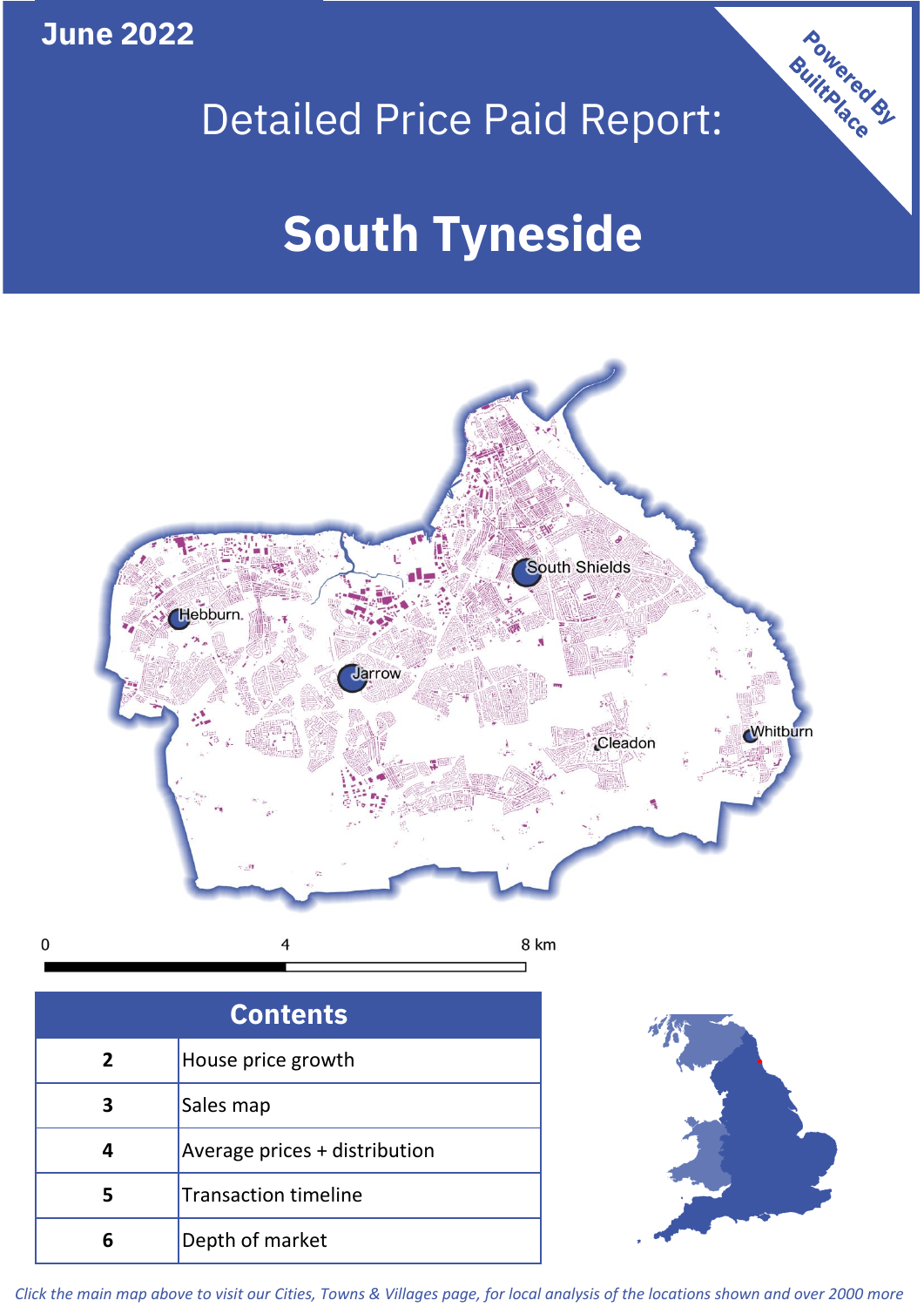June 2022

# Detailed Price Paid Report:

# South Tyneside

Powered By BuiltPlace

South Shields

Hebburn

Jarrow

Cleadon

Whitburn

0 4 8 km

| Contents | |
|---|---|
| 2 | House price growth |
| 3 | Sales map |
| 4 | Average prices + distribution |
| 5 | Transaction timeline |
| 6 | Depth of market |

*Click the main map above to visit our Cities, Towns & Villages page, for local analysis of the locations shown and over 2000 more*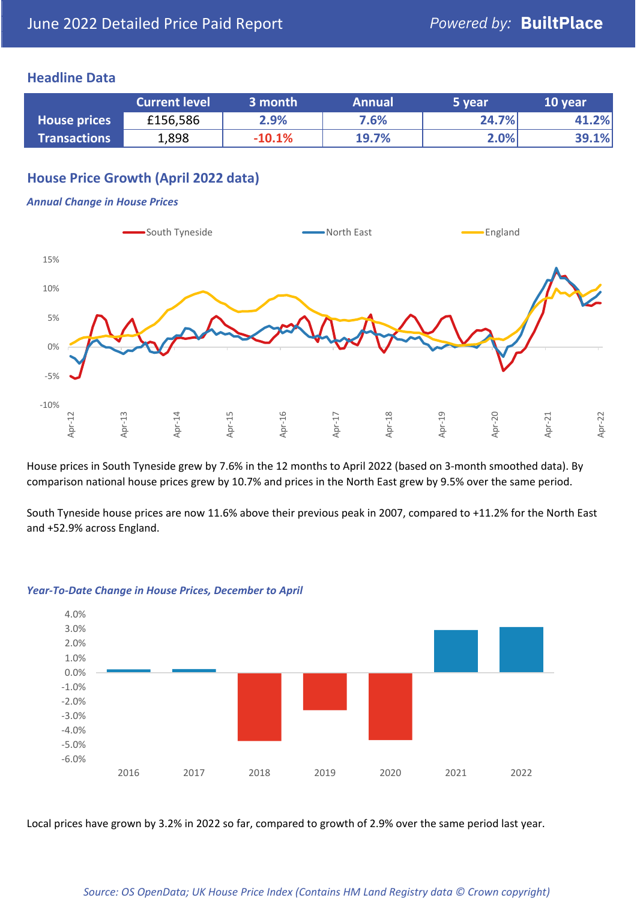June 2022 Detailed Price Paid Report

## Headline Data

| | Current level | 3 month | Annual | 5 year | 10 year |
|---|---|---|---|---|---|
| **House prices** | £156,586 | 2.9% | 7.6% | 24.7% | 41.2% |
| **Transactions** | 1,898 | -10.1% | 19.7% | 2.0% | 39.1% |

## House Price Growth (April 2022 data)

### *Annual Change in House Prices*

House prices in South Tyneside grew by 7.6% in the 12 months to April 2022 (based on 3-month smoothed data). By comparison national house prices grew by 10.7% and prices in the North East grew by 9.5% over the same period.

South Tyneside house prices are now 11.6% above their previous peak in 2007, compared to +11.2% for the North East and +52.9% across England.

### *Year-To-Date Change in House Prices, December to April*

Local prices have grown by 3.2% in 2022 so far, compared to growth of 2.9% over the same period last year.

*Source: OS OpenData; UK House Price Index (Contains HM Land Registry data © Crown copyright)*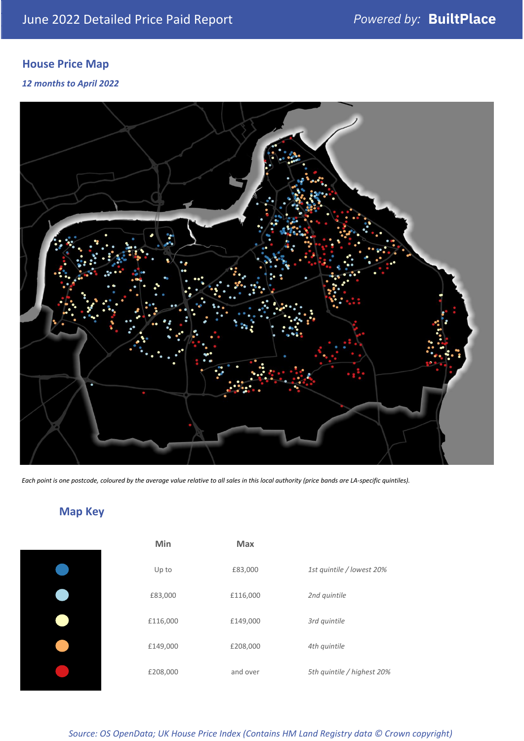## House Price Map

*12 months to April 2022*

*Each point is one postcode, coloured by the average value relative to all sales in this local authority (price bands are LA-specific quintiles).*

## Map Key

| | Min | Max | |
|---|---|---|---|
| ● (dark blue) | Up to | £83,000 | *1st quintile / lowest 20%* |
| ● (light blue) | £83,000 | £116,000 | *2nd quintile* |
| ● (pale yellow) | £116,000 | £149,000 | *3rd quintile* |
| ● (orange) | £149,000 | £208,000 | *4th quintile* |
| ● (red) | £208,000 | and over | *5th quintile / highest 20%* |

*Source: OS OpenData; UK House Price Index (Contains HM Land Registry data © Crown copyright)*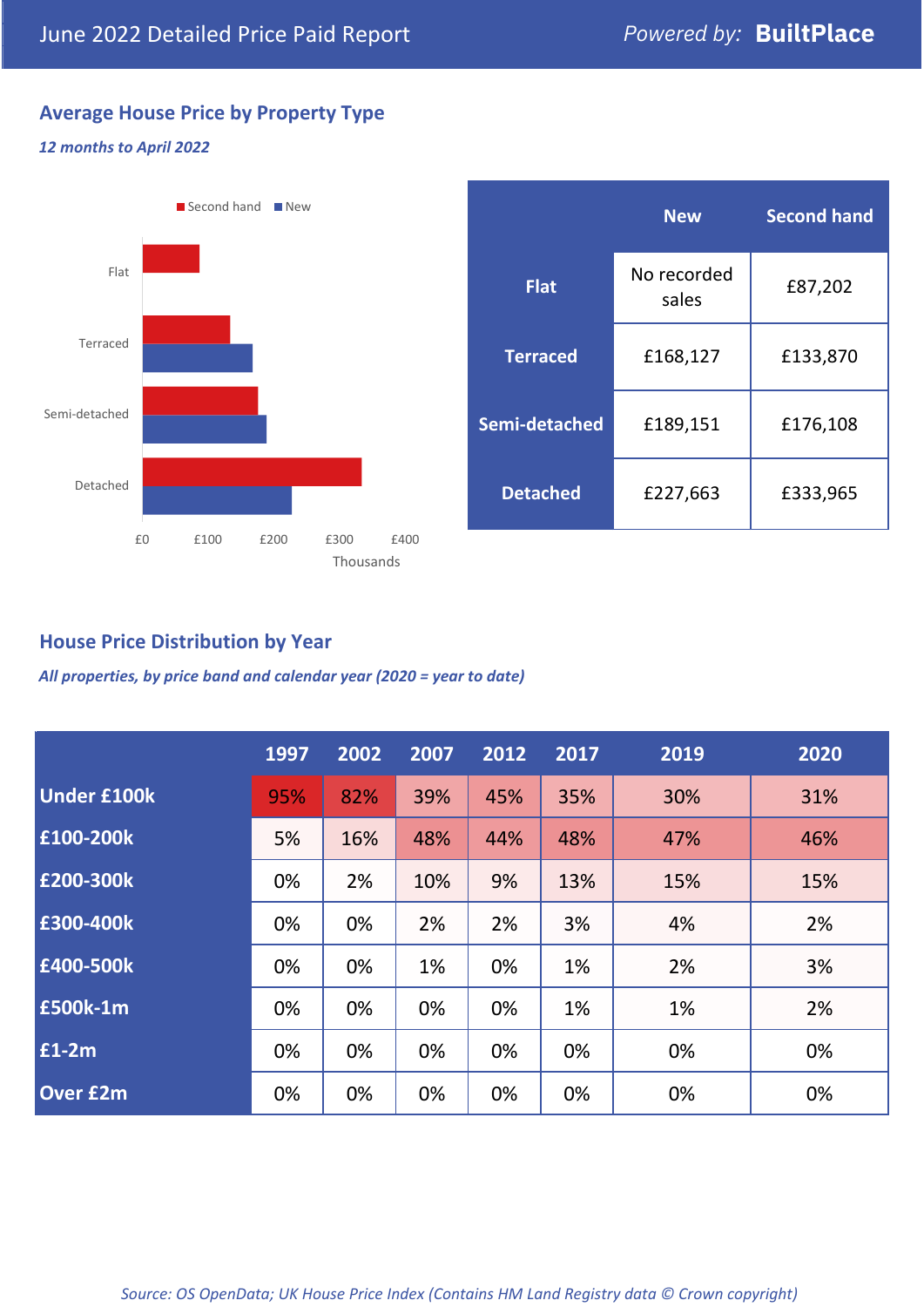June 2022 Detailed Price Paid Report — Powered by: **BuiltPlace**

## Average House Price by Property Type

*12 months to April 2022*

| | New | Second hand |
|---|---|---|
| **Flat** | No recorded sales | £87,202 |
| **Terraced** | £168,127 | £133,870 |
| **Semi-detached** | £189,151 | £176,108 |
| **Detached** | £227,663 | £333,965 |

## House Price Distribution by Year

*All properties, by price band and calendar year (2020 = year to date)*

| | 1997 | 2002 | 2007 | 2012 | 2017 | 2019 | 2020 |
|---|---|---|---|---|---|---|---|
| **Under £100k** | 95% | 82% | 39% | 45% | 35% | 30% | 31% |
| **£100-200k** | 5% | 16% | 48% | 44% | 48% | 47% | 46% |
| **£200-300k** | 0% | 2% | 10% | 9% | 13% | 15% | 15% |
| **£300-400k** | 0% | 0% | 2% | 2% | 3% | 4% | 2% |
| **£400-500k** | 0% | 0% | 1% | 0% | 1% | 2% | 3% |
| **£500k-1m** | 0% | 0% | 0% | 0% | 1% | 1% | 2% |
| **£1-2m** | 0% | 0% | 0% | 0% | 0% | 0% | 0% |
| **Over £2m** | 0% | 0% | 0% | 0% | 0% | 0% | 0% |

*Source: OS OpenData; UK House Price Index (Contains HM Land Registry data © Crown copyright)*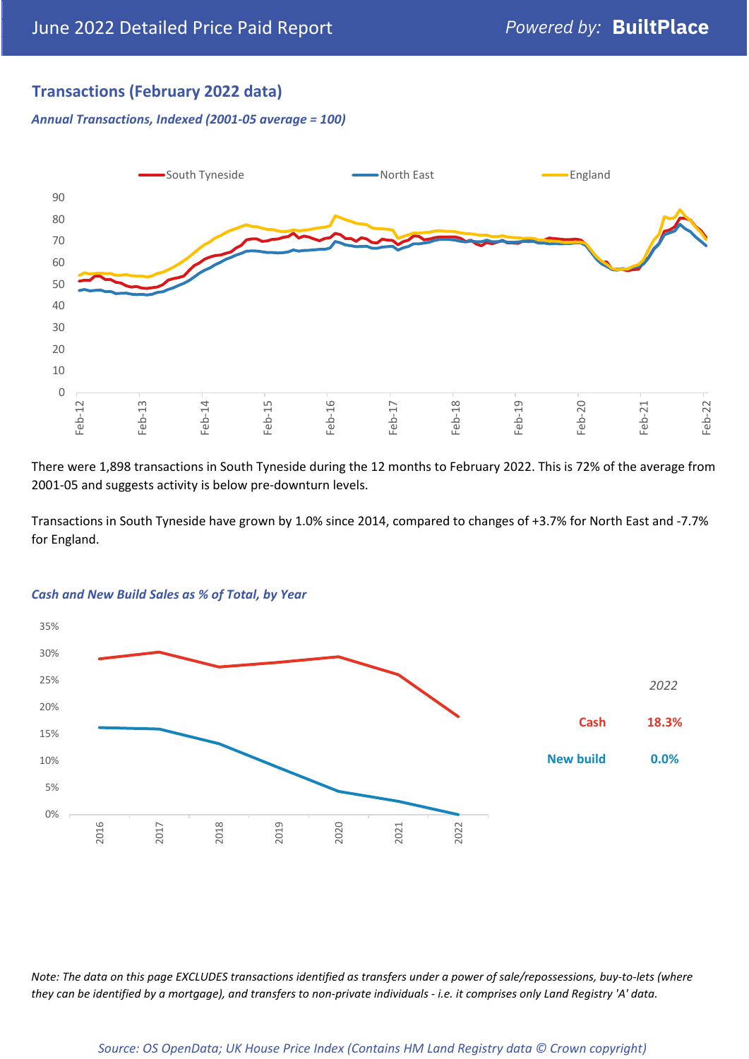## Transactions (February 2022 data)

*Annual Transactions, Indexed (2001-05 average = 100)*

There were 1,898 transactions in South Tyneside during the 12 months to February 2022. This is 72% of the average from 2001-05 and suggests activity is below pre-downturn levels.

Transactions in South Tyneside have grown by 1.0% since 2014, compared to changes of +3.7% for North East and -7.7% for England.

*Cash and New Build Sales as % of Total, by Year*

| 2022 | |
|---|---|
| Cash | 18.3% |
| New build | 0.0% |

*Note: The data on this page EXCLUDES transactions identified as transfers under a power of sale/repossessions, buy-to-lets (where they can be identified by a mortgage), and transfers to non-private individuals - i.e. it comprises only Land Registry 'A' data.*

*Source: OS OpenData; UK House Price Index (Contains HM Land Registry data © Crown copyright)*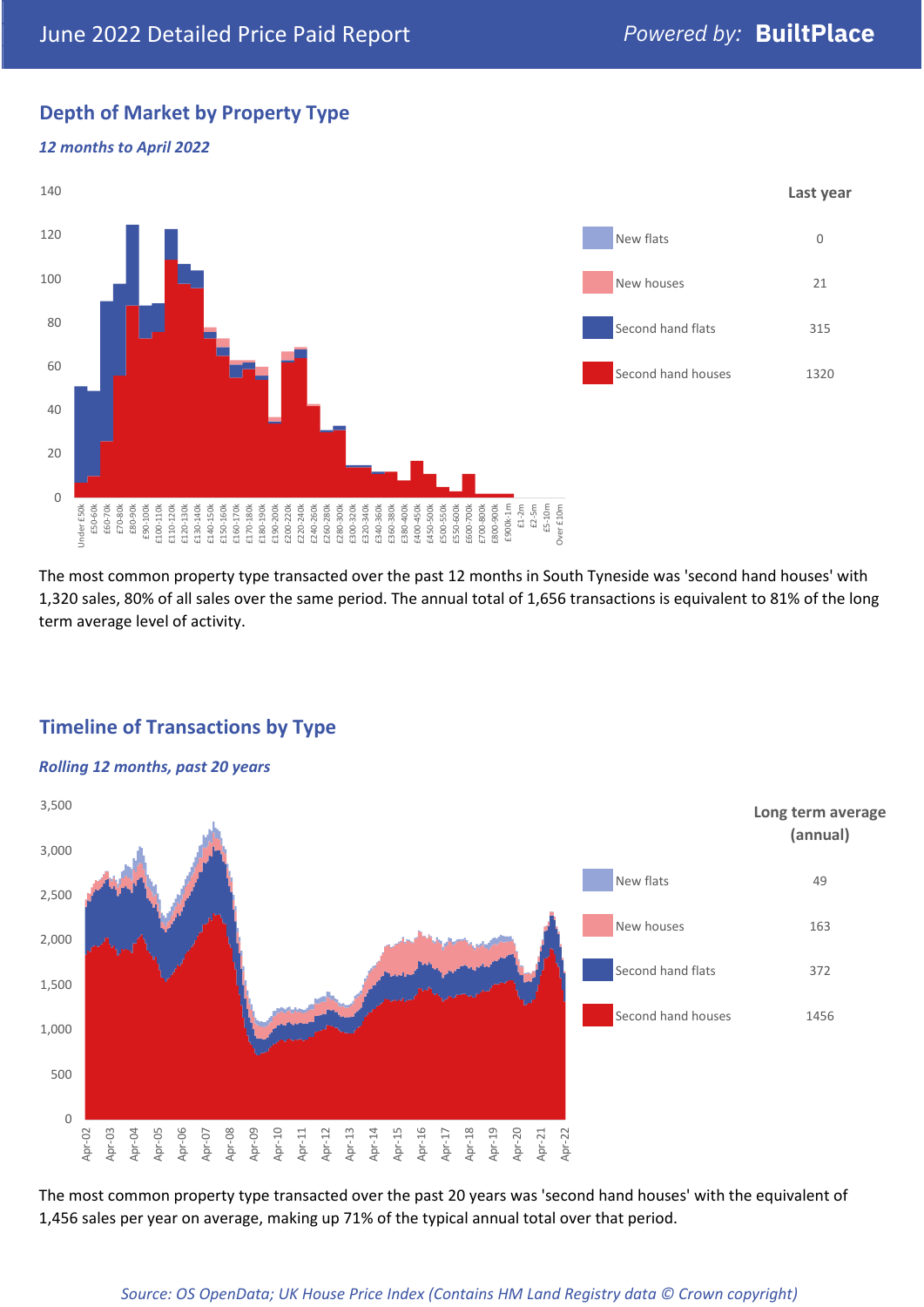June 2022 Detailed Price Paid Report

Powered by: **BuiltPlace**

## Depth of Market by Property Type

*12 months to April 2022*

140
120
100
80
60
40
20
0

Under £50k, £50-60k, £60-70k, £70-80k, £80-90k, £90-100k, £100-110k, £110-120k, £120-130k, £130-140k, £140-150k, £150-160k, £160-170k, £170-180k, £180-190k, £190-200k, £200-220k, £220-240k, £240-260k, £260-280k, £280-300k, £300-320k, £320-340k, £340-360k, £360-380k, £380-400k, £400-450k, £450-500k, £500-550k, £550-600k, £600-700k, £700-800k, £800-900k, £900k-1m, £1-2m, £2-5m, £5-10m, Over £10m

Last year

New flats 0
New houses 21
Second hand flats 315
Second hand houses 1320

The most common property type transacted over the past 12 months in South Tyneside was 'second hand houses' with 1,320 sales, 80% of all sales over the same period. The annual total of 1,656 transactions is equivalent to 81% of the long term average level of activity.

## Timeline of Transactions by Type

*Rolling 12 months, past 20 years*

3,500
3,000
2,500
2,000
1,500
1,000
500
0

Apr-02, Apr-03, Apr-04, Apr-05, Apr-06, Apr-07, Apr-08, Apr-09, Apr-10, Apr-11, Apr-12, Apr-13, Apr-14, Apr-15, Apr-16, Apr-17, Apr-18, Apr-19, Apr-20, Apr-21, Apr-22

Long term average (annual)

New flats 49
New houses 163
Second hand flats 372
Second hand houses 1456

The most common property type transacted over the past 20 years was 'second hand houses' with the equivalent of 1,456 sales per year on average, making up 71% of the typical annual total over that period.

*Source: OS OpenData; UK House Price Index (Contains HM Land Registry data © Crown copyright)*